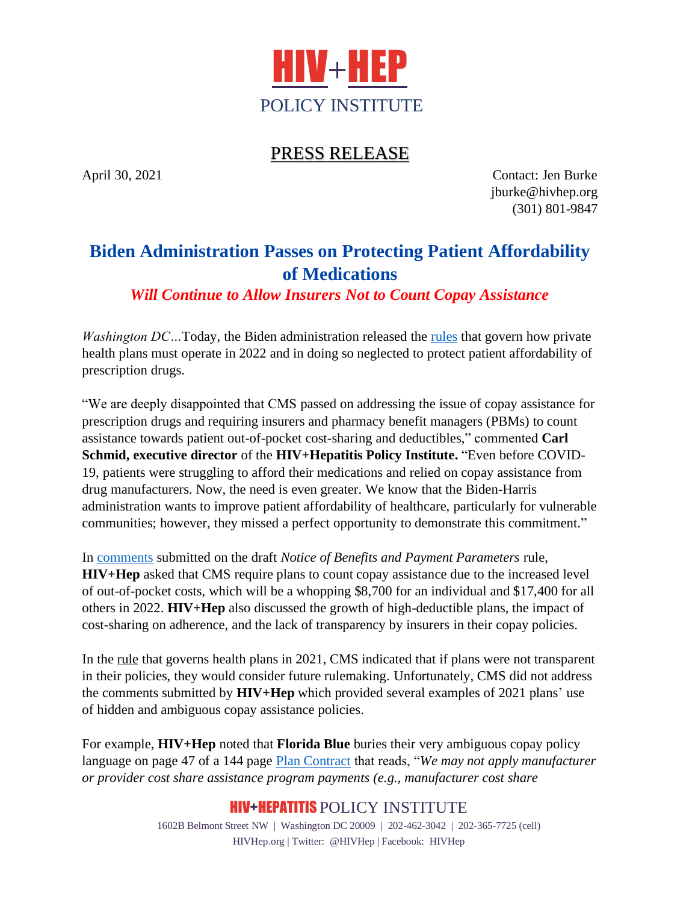# HIV+HEP

POLICY INSTITUTE

## PRESS RELEASE

April 30, 2021

Contact: Jen Burke
jburke@hivhep.org
(301) 801-9847

# Biden Administration Passes on Protecting Patient Affordability of Medications

***Will Continue to Allow Insurers Not to Count Copay Assistance***

*Washington DC…*Today, the Biden administration released the rules that govern how private health plans must operate in 2022 and in doing so neglected to protect patient affordability of prescription drugs.

"We are deeply disappointed that CMS passed on addressing the issue of copay assistance for prescription drugs and requiring insurers and pharmacy benefit managers (PBMs) to count assistance towards patient out-of-pocket cost-sharing and deductibles," commented **Carl Schmid, executive director** of the **HIV+Hepatitis Policy Institute.** "Even before COVID-19, patients were struggling to afford their medications and relied on copay assistance from drug manufacturers. Now, the need is even greater. We know that the Biden-Harris administration wants to improve patient affordability of healthcare, particularly for vulnerable communities; however, they missed a perfect opportunity to demonstrate this commitment."

In comments submitted on the draft *Notice of Benefits and Payment Parameters* rule, **HIV+Hep** asked that CMS require plans to count copay assistance due to the increased level of out-of-pocket costs, which will be a whopping $8,700 for an individual and $17,400 for all others in 2022. **HIV+Hep** also discussed the growth of high-deductible plans, the impact of cost-sharing on adherence, and the lack of transparency by insurers in their copay policies.

In the rule that governs health plans in 2021, CMS indicated that if plans were not transparent in their policies, they would consider future rulemaking. Unfortunately, CMS did not address the comments submitted by **HIV+Hep** which provided several examples of 2021 plans' use of hidden and ambiguous copay assistance policies.

For example, **HIV+Hep** noted that **Florida Blue** buries their very ambiguous copay policy language on page 47 of a 144 page Plan Contract that reads, "*We may not apply manufacturer or provider cost share assistance program payments (e.g., manufacturer cost share*

**HIV+HEPATITIS** POLICY INSTITUTE
1602B Belmont Street NW | Washington DC 20009 | 202-462-3042 | 202-365-7725 (cell)
HIVHep.org | Twitter: @HIVHep | Facebook: HIVHep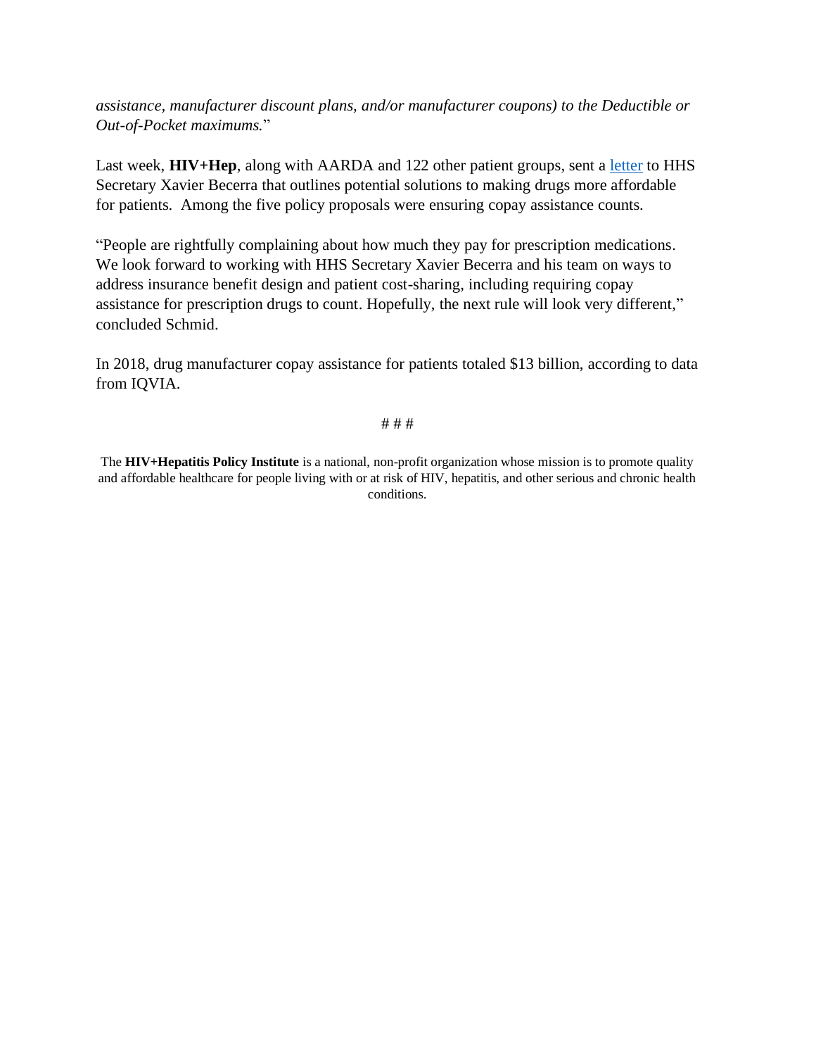*assistance, manufacturer discount plans, and/or manufacturer coupons) to the Deductible or Out-of-Pocket maximums.*"

Last week, **HIV+Hep**, along with AARDA and 122 other patient groups, sent a letter to HHS Secretary Xavier Becerra that outlines potential solutions to making drugs more affordable for patients. Among the five policy proposals were ensuring copay assistance counts.

"People are rightfully complaining about how much they pay for prescription medications. We look forward to working with HHS Secretary Xavier Becerra and his team on ways to address insurance benefit design and patient cost-sharing, including requiring copay assistance for prescription drugs to count. Hopefully, the next rule will look very different," concluded Schmid.

In 2018, drug manufacturer copay assistance for patients totaled $13 billion, according to data from IQVIA.

# # #

The **HIV+Hepatitis Policy Institute** is a national, non-profit organization whose mission is to promote quality and affordable healthcare for people living with or at risk of HIV, hepatitis, and other serious and chronic health conditions.